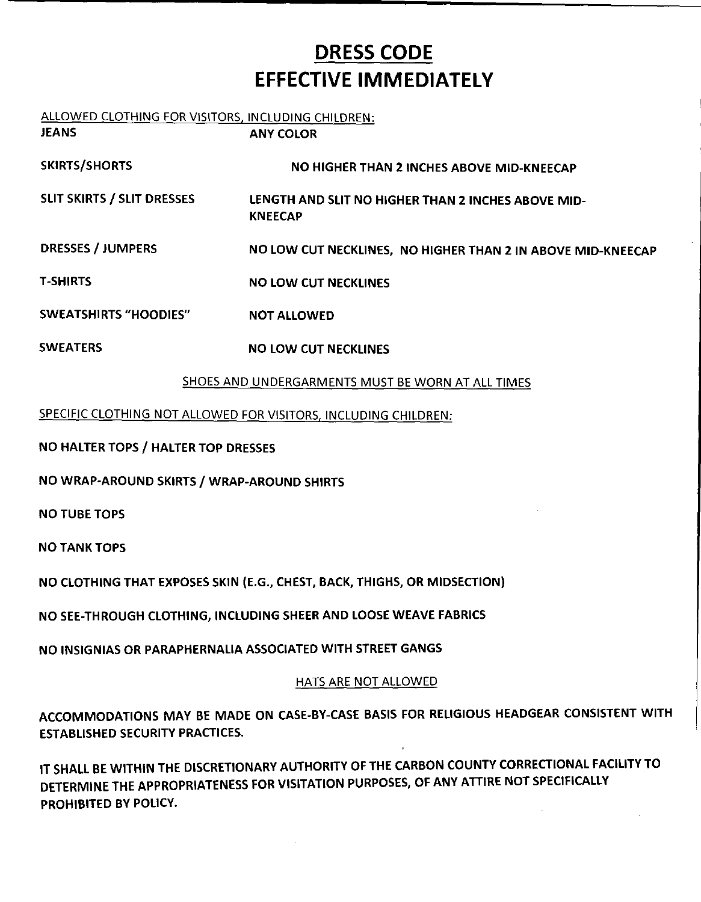# DRESS CODE
# EFFECTIVE IMMEDIATELY

ALLOWED CLOTHING FOR VISITORS, INCLUDING CHILDREN:

| | |
|---|---|
| **JEANS** | **ANY COLOR** |
| **SKIRTS/SHORTS** | **NO HIGHER THAN 2 INCHES ABOVE MID-KNEECAP** |
| **SLIT SKIRTS / SLIT DRESSES** | **LENGTH AND SLIT NO HIGHER THAN 2 INCHES ABOVE MID-KNEECAP** |
| **DRESSES / JUMPERS** | **NO LOW CUT NECKLINES, NO HIGHER THAN 2 IN ABOVE MID-KNEECAP** |
| **T-SHIRTS** | **NO LOW CUT NECKLINES** |
| **SWEATSHIRTS "HOODIES"** | **NOT ALLOWED** |
| **SWEATERS** | **NO LOW CUT NECKLINES** |

SHOES AND UNDERGARMENTS MUST BE WORN AT ALL TIMES

SPECIFIC CLOTHING NOT ALLOWED FOR VISITORS, INCLUDING CHILDREN:

**NO HALTER TOPS / HALTER TOP DRESSES**

**NO WRAP-AROUND SKIRTS / WRAP-AROUND SHIRTS**

**NO TUBE TOPS**

**NO TANK TOPS**

**NO CLOTHING THAT EXPOSES SKIN (E.G., CHEST, BACK, THIGHS, OR MIDSECTION)**

**NO SEE-THROUGH CLOTHING, INCLUDING SHEER AND LOOSE WEAVE FABRICS**

**NO INSIGNIAS OR PARAPHERNALIA ASSOCIATED WITH STREET GANGS**

HATS ARE NOT ALLOWED

**ACCOMMODATIONS MAY BE MADE ON CASE-BY-CASE BASIS FOR RELIGIOUS HEADGEAR CONSISTENT WITH ESTABLISHED SECURITY PRACTICES.**

**IT SHALL BE WITHIN THE DISCRETIONARY AUTHORITY OF THE CARBON COUNTY CORRECTIONAL FACILITY TO DETERMINE THE APPROPRIATENESS FOR VISITATION PURPOSES, OF ANY ATTIRE NOT SPECIFICALLY PROHIBITED BY POLICY.**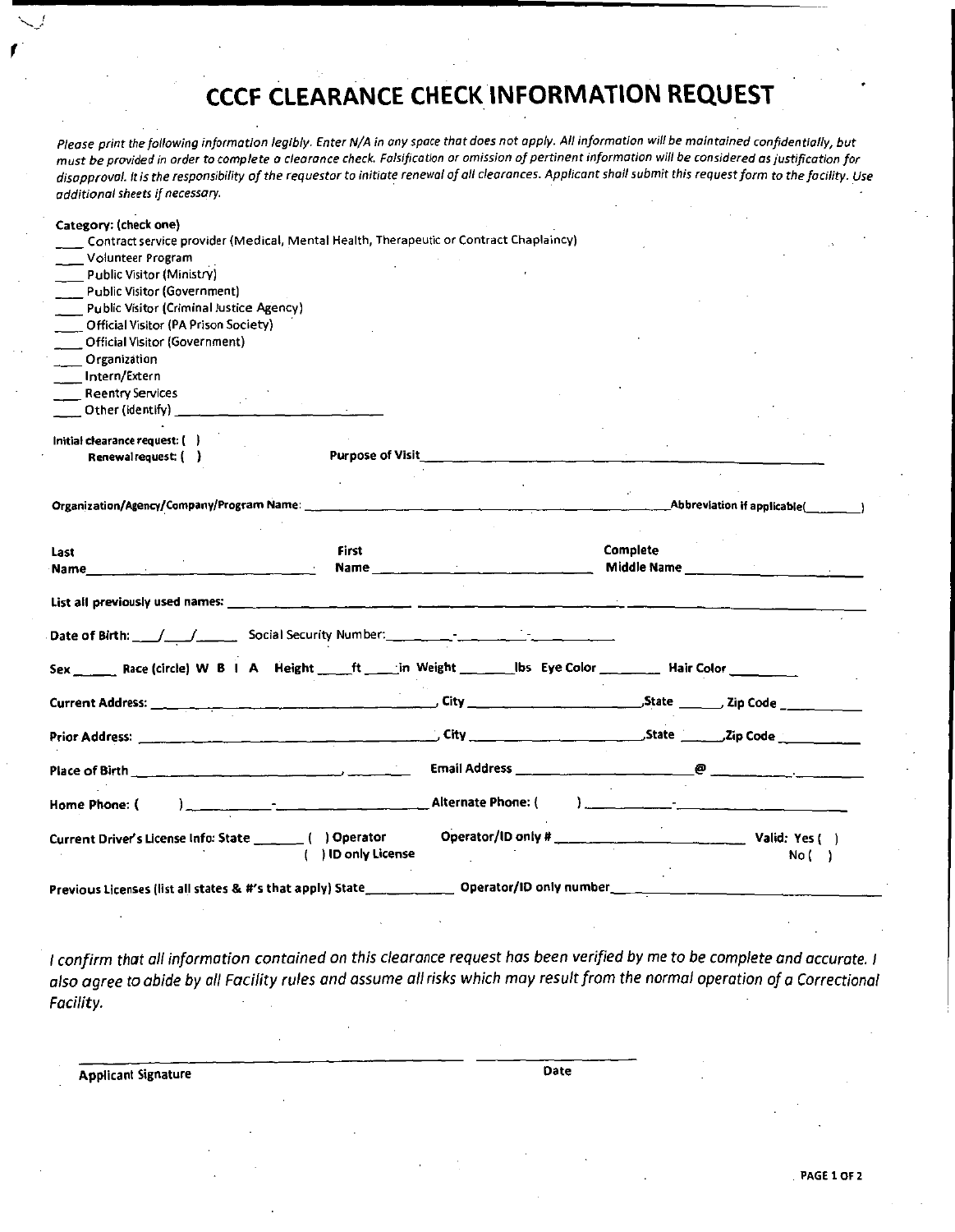# CCCF CLEARANCE CHECK INFORMATION REQUEST

*Please print the following information legibly. Enter N/A in any space that does not apply. All information will be maintained confidentially, but must be provided in order to complete a clearance check. Falsification or omission of pertinent information will be considered as justification for disapproval. It is the responsibility of the requestor to initiate renewal of all clearances. Applicant shall submit this request form to the facility. Use additional sheets if necessary.*

**Category: (check one)**

____ Contract service provider (Medical, Mental Health, Therapeutic or Contract Chaplaincy)
____ Volunteer Program
____ Public Visitor (Ministry)
____ Public Visitor (Government)
____ Public Visitor (Criminal Justice Agency)
____ Official Visitor (PA Prison Society)
____ Official Visitor (Government)
____ Organization
____ Intern/Extern
____ Reentry Services
____ Other (identify) ______________________

**Initial clearance request: ( )**
**Renewal request: ( )**

**Purpose of Visit** ______________________________________

**Organization/Agency/Company/Program Name:** ______________________________ **Abbreviation if applicable(________)**

**Last Name** ______________________ **First Name** ______________________ **Complete Middle Name** ______________________

**List all previously used names:** ________________ ________________ ________________

**Date of Birth:** ___/___/_____ **Social Security Number:** ______-______-______

**Sex** _____ **Race (circle) W B I A** **Height** ____**ft** ____**in** **Weight** _______**lbs** **Eye Color** ________ **Hair Color** ________

**Current Address:** ______________________________, **City** ________________, **State** ______, **Zip Code** __________

**Prior Address:** ______________________________, **City** ________________, **State** ______, **Zip Code** __________

**Place of Birth** ______________________, ________ **Email Address** ________________@__________.______

**Home Phone: (** **)** ________-______________ **Alternate Phone: (** **)** ________-______________

**Current Driver's License Info: State** _______ **( ) Operator** **( ) ID only License** **Operator/ID only #** ______________________ **Valid: Yes ( )** **No ( )**

**Previous Licenses (list all states & #'s that apply) State**___________ **Operator/ID only number**______________________

*I confirm that all information contained on this clearance request has been verified by me to be complete and accurate. I also agree to abide by all Facility rules and assume all risks which may result from the normal operation of a Correctional Facility.*

______________________________________ ____________________

**Applicant Signature** **Date**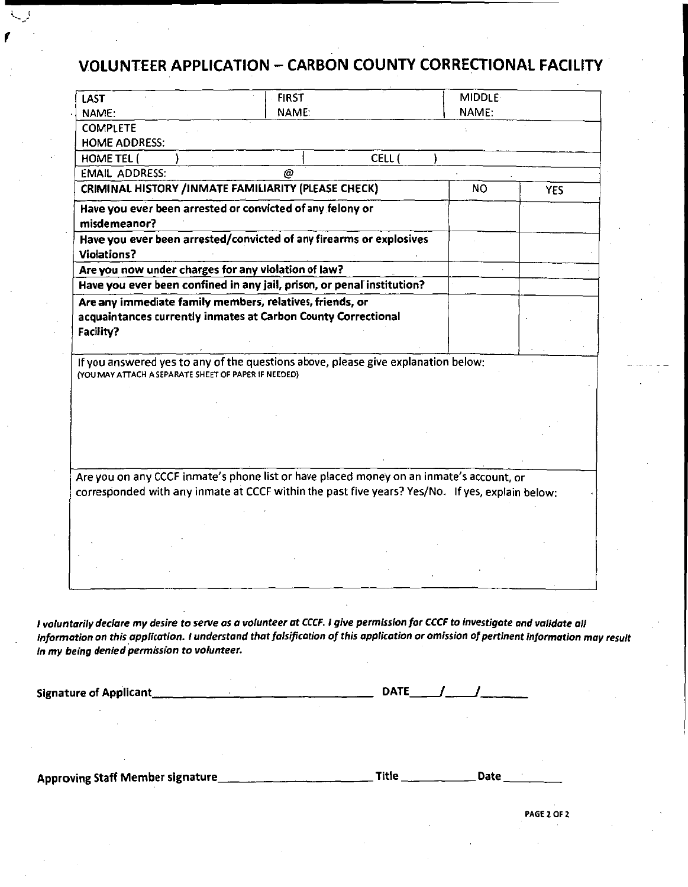# VOLUNTEER APPLICATION – CARBON COUNTY CORRECTIONAL FACILITY

| | | |
|---|---|---|
| LAST NAME: | FIRST NAME: | MIDDLE NAME: |
| COMPLETE HOME ADDRESS: | | |
| HOME TEL ( ) | CELL ( ) | |
| EMAIL ADDRESS: | @ | |

| **CRIMINAL HISTORY /INMATE FAMILIARITY (PLEASE CHECK)** | NO | YES |
|---|---|---|
| **Have you ever been arrested or convicted of any felony or misdemeanor?** | | |
| **Have you ever been arrested/convicted of any firearms or explosives Violations?** | | |
| **Are you now under charges for any violation of law?** | | |
| **Have you ever been confined in any jail, prison, or penal institution?** | | |
| **Are any immediate family members, relatives, friends, or acquaintances currently inmates at Carbon County Correctional Facility?** | | |

If you answered yes to any of the questions above, please give explanation below:
(YOU MAY ATTACH A SEPARATE SHEET OF PAPER IF NEEDED)

Are you on any CCCF inmate's phone list or have placed money on an inmate's account, or corresponded with any inmate at CCCF within the past five years? Yes/No. If yes, explain below:

***I voluntarily declare my desire to serve as a volunteer at CCCF. I give permission for CCCF to investigate and validate all information on this application. I understand that falsification of this application or omission of pertinent information may result in my being denied permission to volunteer.***

**Signature of Applicant**\_\_\_\_\_\_\_\_\_\_\_\_\_\_\_\_\_\_\_\_\_\_\_\_\_\_\_\_\_\_\_\_ **DATE**\_\_\_\_/\_\_\_\_/\_\_\_\_\_\_

**Approving Staff Member signature**\_\_\_\_\_\_\_\_\_\_\_\_\_\_\_\_\_\_\_\_\_\_\_\_ **Title** \_\_\_\_\_\_\_\_\_\_ **Date** \_\_\_\_\_\_\_\_